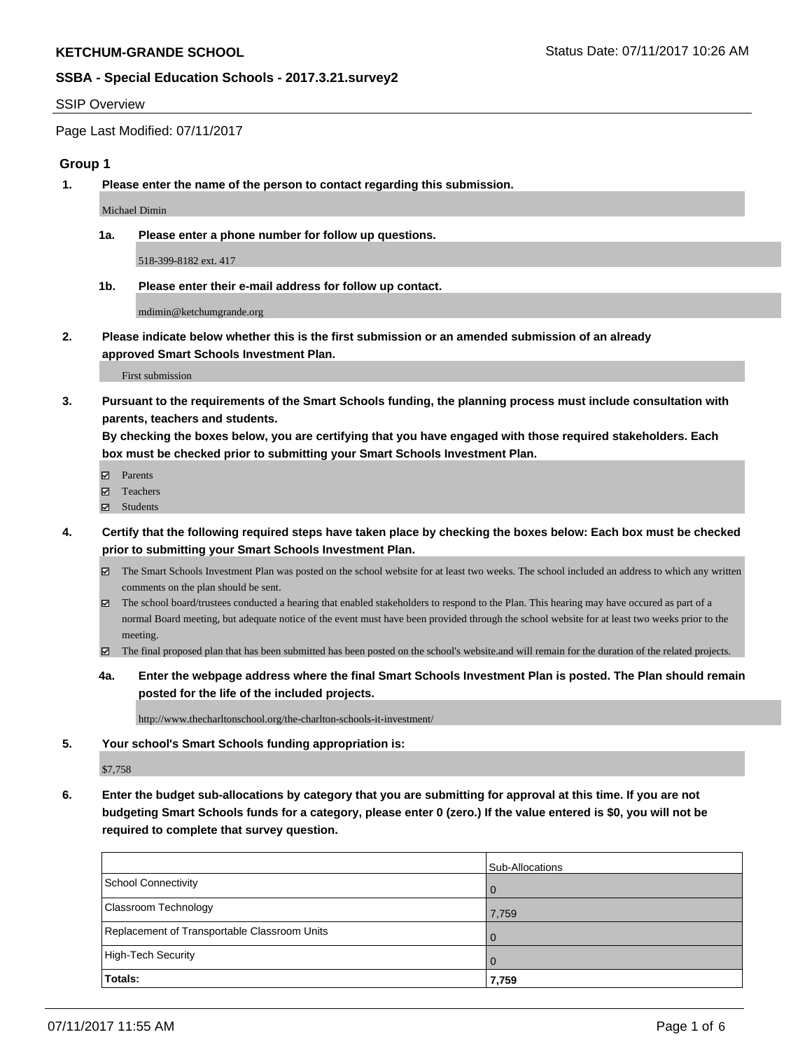**KETCHUM-GRANDE SCHOOL** Status Date: 07/11/2017 10:26 AM

**SSBA - Special Education Schools - 2017.3.21.survey2**

SSIP Overview

Page Last Modified: 07/11/2017

## Group 1

**1. Please enter the name of the person to contact regarding this submission.**

Michael Dimin

**1a. Please enter a phone number for follow up questions.**

518-399-8182 ext. 417

**1b. Please enter their e-mail address for follow up contact.**

mdimin@ketchumgrande.org

**2. Please indicate below whether this is the first submission or an amended submission of an already approved Smart Schools Investment Plan.**

First submission

**3. Pursuant to the requirements of the Smart Schools funding, the planning process must include consultation with parents, teachers and students.**
**By checking the boxes below, you are certifying that you have engaged with those required stakeholders. Each box must be checked prior to submitting your Smart Schools Investment Plan.**

- [x] Parents
- [x] Teachers
- [x] Students

**4. Certify that the following required steps have taken place by checking the boxes below: Each box must be checked prior to submitting your Smart Schools Investment Plan.**

- [x] The Smart Schools Investment Plan was posted on the school website for at least two weeks. The school included an address to which any written comments on the plan should be sent.
- [x] The school board/trustees conducted a hearing that enabled stakeholders to respond to the Plan. This hearing may have occured as part of a normal Board meeting, but adequate notice of the event must have been provided through the school website for at least two weeks prior to the meeting.
- [x] The final proposed plan that has been submitted has been posted on the school's website.and will remain for the duration of the related projects.

**4a. Enter the webpage address where the final Smart Schools Investment Plan is posted. The Plan should remain posted for the life of the included projects.**

http://www.thecharltonschool.org/the-charlton-schools-it-investment/

**5. Your school's Smart Schools funding appropriation is:**

$7,758

**6. Enter the budget sub-allocations by category that you are submitting for approval at this time. If you are not budgeting Smart Schools funds for a category, please enter 0 (zero.) If the value entered is $0, you will not be required to complete that survey question.**

| | Sub-Allocations |
|---|---|
| School Connectivity | 0 |
| Classroom Technology | 7,759 |
| Replacement of Transportable Classroom Units | 0 |
| High-Tech Security | 0 |
| **Totals:** | **7,759** |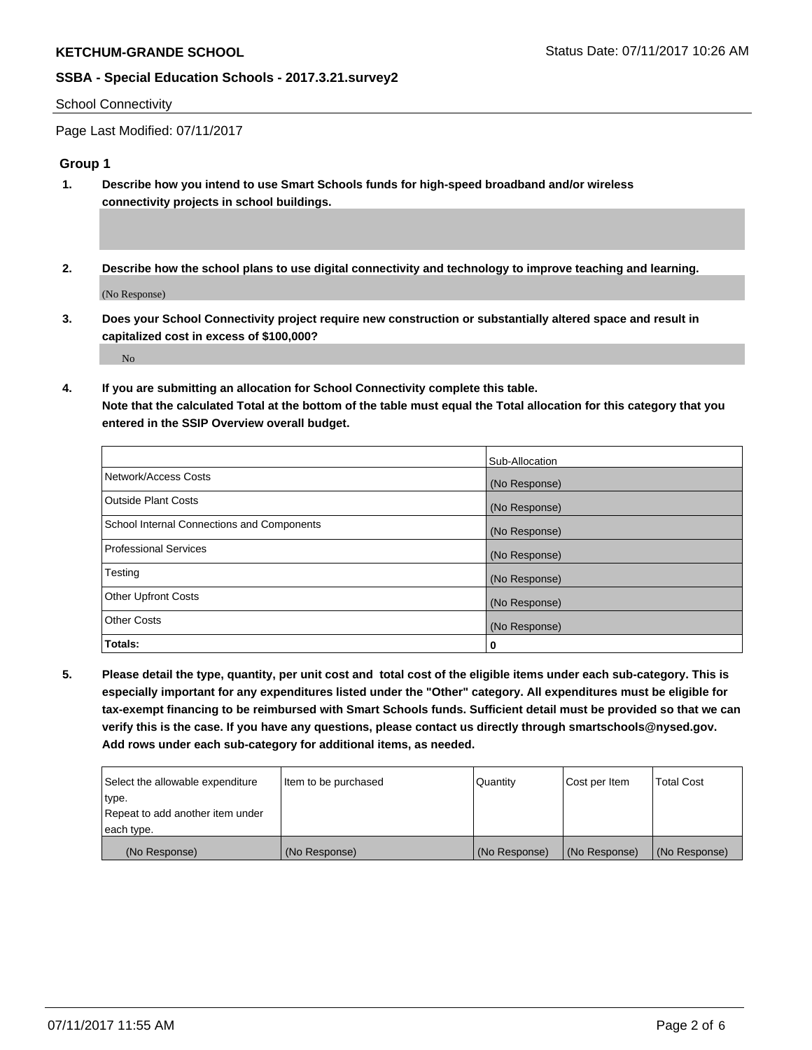School Connectivity

Page Last Modified: 07/11/2017

## Group 1

**1. Describe how you intend to use Smart Schools funds for high-speed broadband and/or wireless connectivity projects in school buildings.**

**2. Describe how the school plans to use digital connectivity and technology to improve teaching and learning.**

(No Response)

**3. Does your School Connectivity project require new construction or substantially altered space and result in capitalized cost in excess of $100,000?**

No

**4. If you are submitting an allocation for School Connectivity complete this table. Note that the calculated Total at the bottom of the table must equal the Total allocation for this category that you entered in the SSIP Overview overall budget.**

| | Sub-Allocation |
|---|---|
| Network/Access Costs | (No Response) |
| Outside Plant Costs | (No Response) |
| School Internal Connections and Components | (No Response) |
| Professional Services | (No Response) |
| Testing | (No Response) |
| Other Upfront Costs | (No Response) |
| Other Costs | (No Response) |
| **Totals:** | **0** |

**5. Please detail the type, quantity, per unit cost and total cost of the eligible items under each sub-category. This is especially important for any expenditures listed under the "Other" category. All expenditures must be eligible for tax-exempt financing to be reimbursed with Smart Schools funds. Sufficient detail must be provided so that we can verify this is the case. If you have any questions, please contact us directly through smartschools@nysed.gov. Add rows under each sub-category for additional items, as needed.**

| Select the allowable expenditure type. Repeat to add another item under each type. | Item to be purchased | Quantity | Cost per Item | Total Cost |
|---|---|---|---|---|
| (No Response) | (No Response) | (No Response) | (No Response) | (No Response) |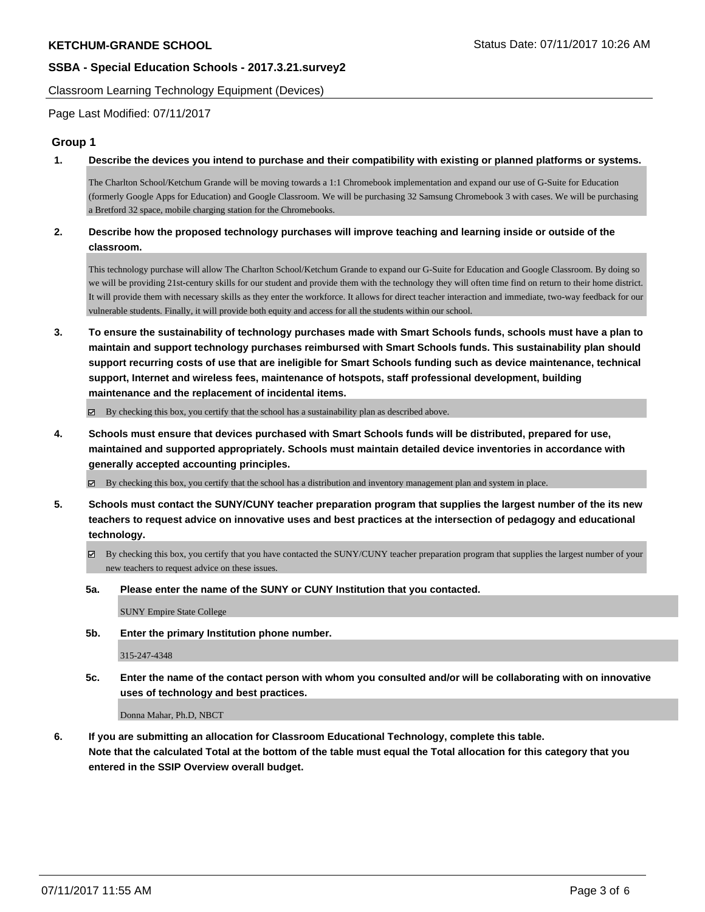Classroom Learning Technology Equipment (Devices)

Page Last Modified: 07/11/2017

## Group 1

**1. Describe the devices you intend to purchase and their compatibility with existing or planned platforms or systems.**

The Charlton School/Ketchum Grande will be moving towards a 1:1 Chromebook implementation and expand our use of G-Suite for Education (formerly Google Apps for Education) and Google Classroom. We will be purchasing 32 Samsung Chromebook 3 with cases. We will be purchasing a Bretford 32 space, mobile charging station for the Chromebooks.

**2. Describe how the proposed technology purchases will improve teaching and learning inside or outside of the classroom.**

This technology purchase will allow The Charlton School/Ketchum Grande to expand our G-Suite for Education and Google Classroom. By doing so we will be providing 21st-century skills for our student and provide them with the technology they will often time find on return to their home district. It will provide them with necessary skills as they enter the workforce. It allows for direct teacher interaction and immediate, two-way feedback for our vulnerable students. Finally, it will provide both equity and access for all the students within our school.

**3. To ensure the sustainability of technology purchases made with Smart Schools funds, schools must have a plan to maintain and support technology purchases reimbursed with Smart Schools funds. This sustainability plan should support recurring costs of use that are ineligible for Smart Schools funding such as device maintenance, technical support, Internet and wireless fees, maintenance of hotspots, staff professional development, building maintenance and the replacement of incidental items.**

☑ By checking this box, you certify that the school has a sustainability plan as described above.

**4. Schools must ensure that devices purchased with Smart Schools funds will be distributed, prepared for use, maintained and supported appropriately. Schools must maintain detailed device inventories in accordance with generally accepted accounting principles.**

☑ By checking this box, you certify that the school has a distribution and inventory management plan and system in place.

**5. Schools must contact the SUNY/CUNY teacher preparation program that supplies the largest number of the its new teachers to request advice on innovative uses and best practices at the intersection of pedagogy and educational technology.**

☑ By checking this box, you certify that you have contacted the SUNY/CUNY teacher preparation program that supplies the largest number of your new teachers to request advice on these issues.

**5a. Please enter the name of the SUNY or CUNY Institution that you contacted.**

SUNY Empire State College

**5b. Enter the primary Institution phone number.**

315-247-4348

**5c. Enter the name of the contact person with whom you consulted and/or will be collaborating with on innovative uses of technology and best practices.**

Donna Mahar, Ph.D, NBCT

**6. If you are submitting an allocation for Classroom Educational Technology, complete this table.**
**Note that the calculated Total at the bottom of the table must equal the Total allocation for this category that you entered in the SSIP Overview overall budget.**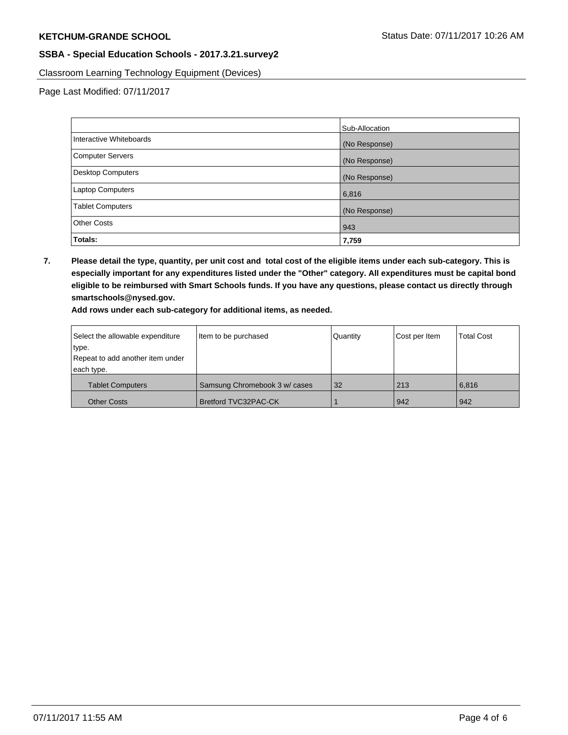Classroom Learning Technology Equipment (Devices)

Page Last Modified: 07/11/2017

| | Sub-Allocation |
|---|---|
| Interactive Whiteboards | (No Response) |
| Computer Servers | (No Response) |
| Desktop Computers | (No Response) |
| Laptop Computers | 6,816 |
| Tablet Computers | (No Response) |
| Other Costs | 943 |
| **Totals:** | **7,759** |

**7. Please detail the type, quantity, per unit cost and total cost of the eligible items under each sub-category. This is especially important for any expenditures listed under the "Other" category. All expenditures must be capital bond eligible to be reimbursed with Smart Schools funds. If you have any questions, please contact us directly through smartschools@nysed.gov.**

**Add rows under each sub-category for additional items, as needed.**

| Select the allowable expenditure type. Repeat to add another item under each type. | Item to be purchased | Quantity | Cost per Item | Total Cost |
|---|---|---|---|---|
| Tablet Computers | Samsung Chromebook 3 w/ cases | 32 | 213 | 6,816 |
| Other Costs | Bretford TVC32PAC-CK | 1 | 942 | 942 |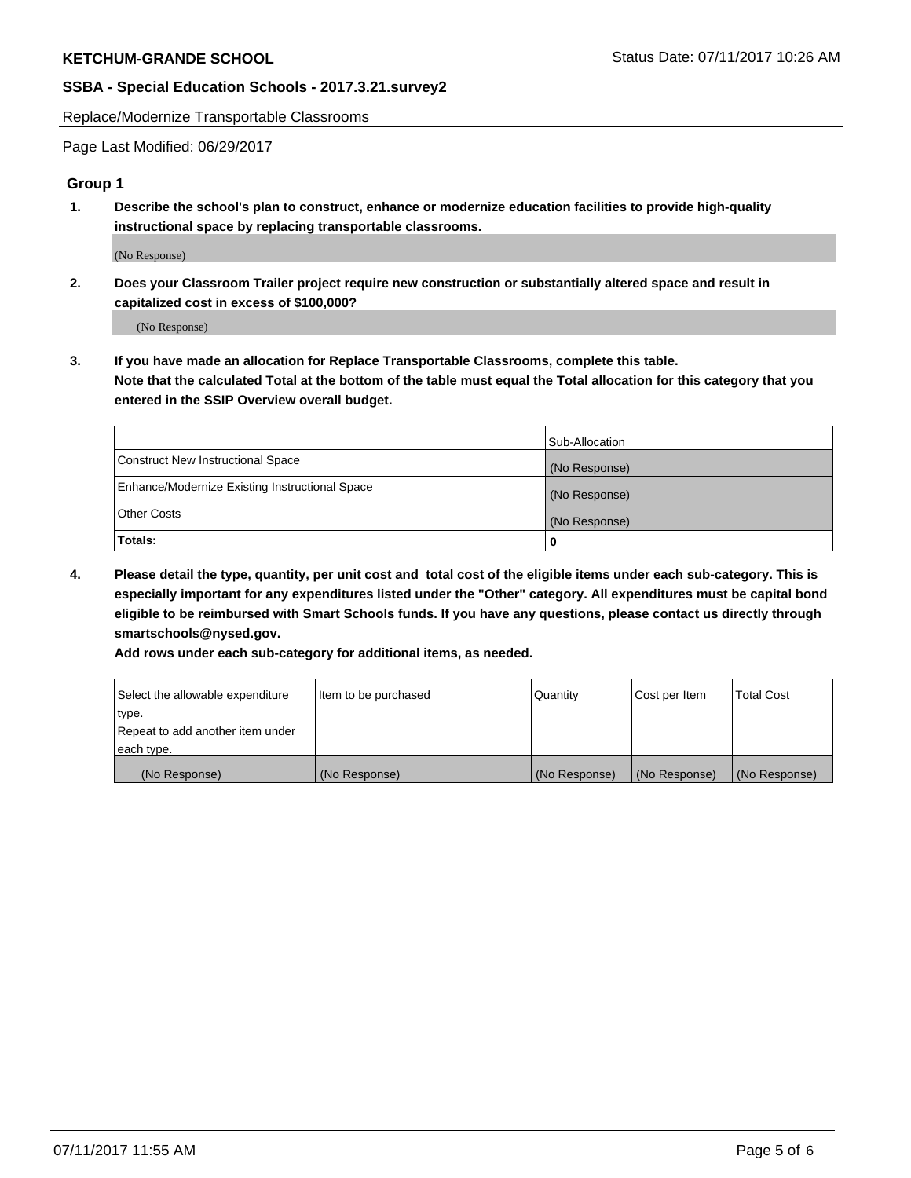Replace/Modernize Transportable Classrooms

Page Last Modified: 06/29/2017

## Group 1

**1. Describe the school's plan to construct, enhance or modernize education facilities to provide high-quality instructional space by replacing transportable classrooms.**

(No Response)

**2. Does your Classroom Trailer project require new construction or substantially altered space and result in capitalized cost in excess of $100,000?**

(No Response)

**3. If you have made an allocation for Replace Transportable Classrooms, complete this table. Note that the calculated Total at the bottom of the table must equal the Total allocation for this category that you entered in the SSIP Overview overall budget.**

| | Sub-Allocation |
|---|---|
| Construct New Instructional Space | (No Response) |
| Enhance/Modernize Existing Instructional Space | (No Response) |
| Other Costs | (No Response) |
| **Totals:** | **0** |

**4. Please detail the type, quantity, per unit cost and total cost of the eligible items under each sub-category. This is especially important for any expenditures listed under the "Other" category. All expenditures must be capital bond eligible to be reimbursed with Smart Schools funds. If you have any questions, please contact us directly through smartschools@nysed.gov.**

**Add rows under each sub-category for additional items, as needed.**

| Select the allowable expenditure type. Repeat to add another item under each type. | Item to be purchased | Quantity | Cost per Item | Total Cost |
|---|---|---|---|---|
| (No Response) | (No Response) | (No Response) | (No Response) | (No Response) |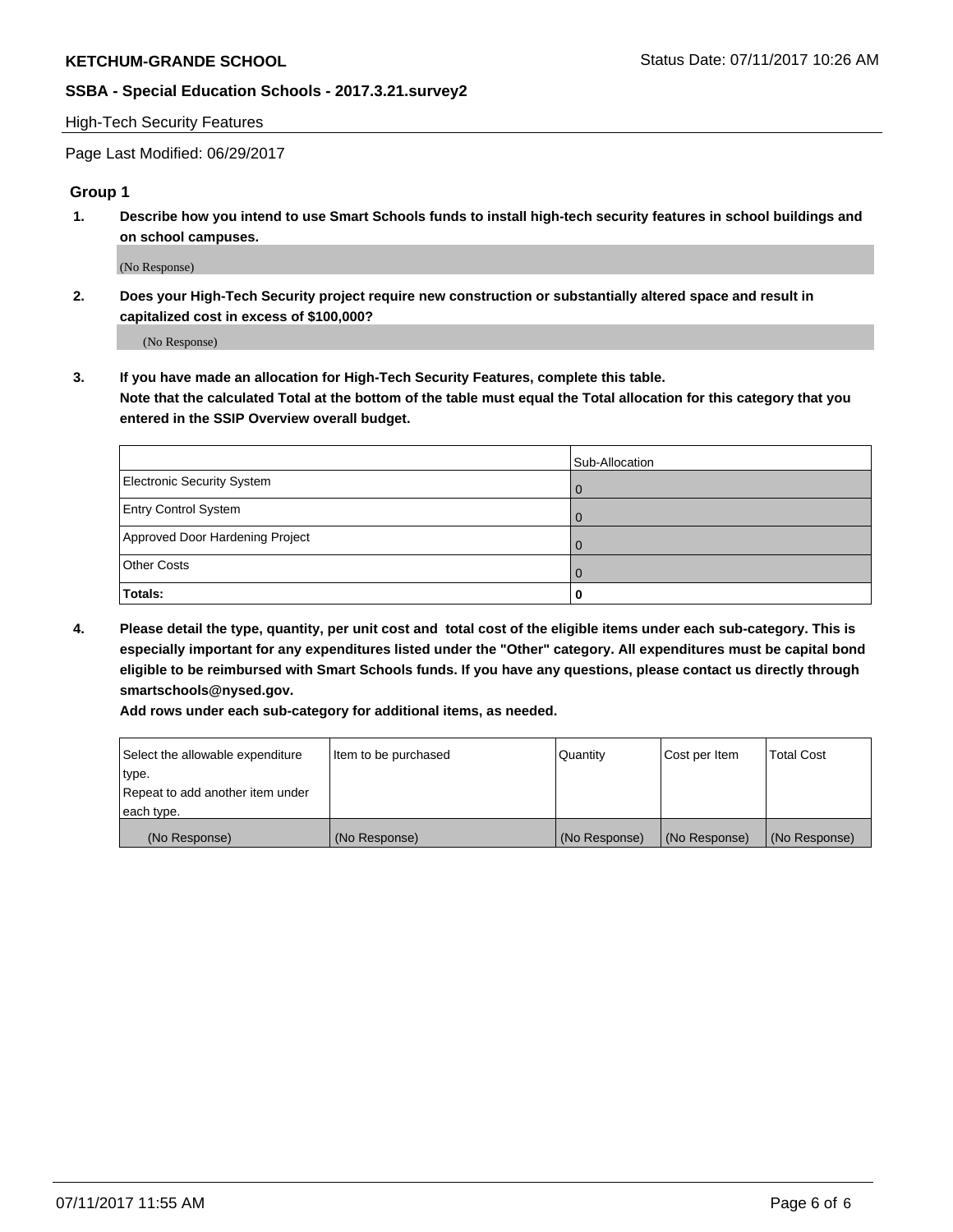High-Tech Security Features

Page Last Modified: 06/29/2017

## Group 1

**1. Describe how you intend to use Smart Schools funds to install high-tech security features in school buildings and on school campuses.**

(No Response)

**2. Does your High-Tech Security project require new construction or substantially altered space and result in capitalized cost in excess of $100,000?**

(No Response)

**3. If you have made an allocation for High-Tech Security Features, complete this table.**
**Note that the calculated Total at the bottom of the table must equal the Total allocation for this category that you entered in the SSIP Overview overall budget.**

| | Sub-Allocation |
|---|---|
| Electronic Security System | 0 |
| Entry Control System | 0 |
| Approved Door Hardening Project | 0 |
| Other Costs | 0 |
| **Totals:** | **0** |

**4. Please detail the type, quantity, per unit cost and total cost of the eligible items under each sub-category. This is especially important for any expenditures listed under the "Other" category. All expenditures must be capital bond eligible to be reimbursed with Smart Schools funds. If you have any questions, please contact us directly through smartschools@nysed.gov.**
**Add rows under each sub-category for additional items, as needed.**

| Select the allowable expenditure type. Repeat to add another item under each type. | Item to be purchased | Quantity | Cost per Item | Total Cost |
|---|---|---|---|---|
| (No Response) | (No Response) | (No Response) | (No Response) | (No Response) |